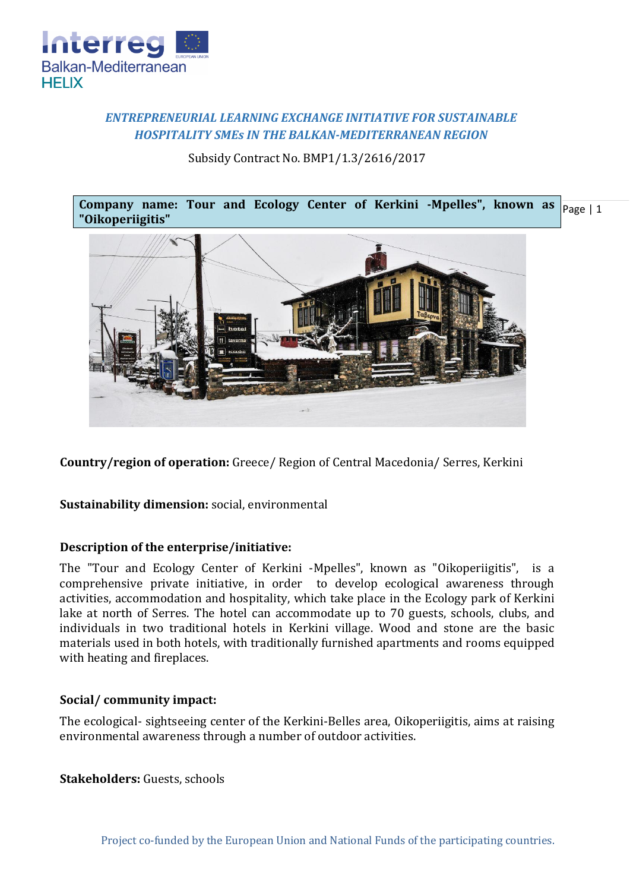*ENTREPRENEURIAL LEARNING EXCHANGE INITIATIVE FOR SUSTAINABLE HOSPITALITY SMEs IN THE BALKAN-MEDITERRANEAN REGION*

Subsidy Contract No. BMP1/1.3/2616/2017

**Company name: Tour and Ecology Center of Kerkini -Mpelles", known as "Oikoperiigitis"**

**Country/region of operation:** Greece/ Region of Central Macedonia/ Serres, Kerkini

**Sustainability dimension:** social, environmental

**Description of the enterprise/initiative:**

The "Tour and Ecology Center of Kerkini -Mpelles", known as "Oikoperiigitis", is a comprehensive private initiative, in order to develop ecological awareness through activities, accommodation and hospitality, which take place in the Ecology park of Kerkini lake at north of Serres. The hotel can accommodate up to 70 guests, schools, clubs, and individuals in two traditional hotels in Kerkini village. Wood and stone are the basic materials used in both hotels, with traditionally furnished apartments and rooms equipped with heating and fireplaces.

**Social/ community impact:**

The ecological- sightseeing center of the Kerkini-Belles area, Oikoperiigitis, aims at raising environmental awareness through a number of outdoor activities.

**Stakeholders:** Guests, schools

Project co-funded by the European Union and National Funds of the participating countries.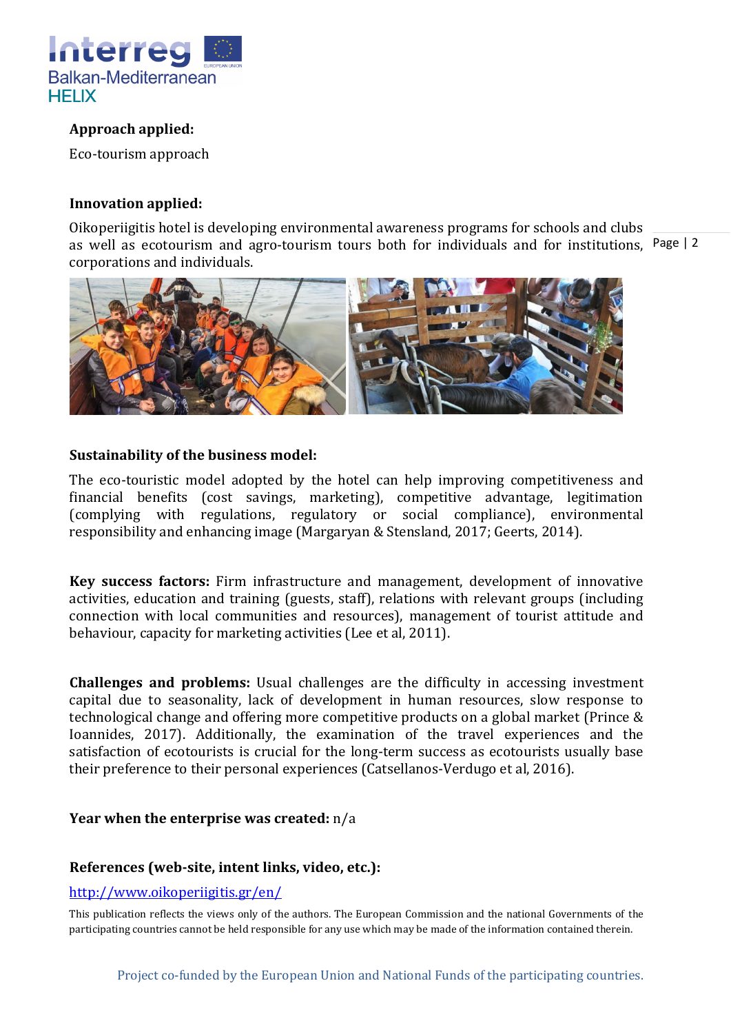**Approach applied:**

Eco-tourism approach

**Innovation applied:**

Oikoperiigitis hotel is developing environmental awareness programs for schools and clubs as well as ecotourism and agro-tourism tours both for individuals and for institutions, corporations and individuals.

**Sustainability of the business model:**

The eco-touristic model adopted by the hotel can help improving competitiveness and financial benefits (cost savings, marketing), competitive advantage, legitimation (complying with regulations, regulatory or social compliance), environmental responsibility and enhancing image (Margaryan & Stensland, 2017; Geerts, 2014).

**Key success factors:** Firm infrastructure and management, development of innovative activities, education and training (guests, staff), relations with relevant groups (including connection with local communities and resources), management of tourist attitude and behaviour, capacity for marketing activities (Lee et al, 2011).

**Challenges and problems:** Usual challenges are the difficulty in accessing investment capital due to seasonality, lack of development in human resources, slow response to technological change and offering more competitive products on a global market (Prince & Ioannides, 2017). Additionally, the examination of the travel experiences and the satisfaction of ecotourists is crucial for the long-term success as ecotourists usually base their preference to their personal experiences (Catsellanos-Verdugo et al, 2016).

**Year when the enterprise was created:** n/a

**References (web-site, intent links, video, etc.):**

http://www.oikoperiigitis.gr/en/

This publication reflects the views only of the authors. The European Commission and the national Governments of the participating countries cannot be held responsible for any use which may be made of the information contained therein.

Project co-funded by the European Union and National Funds of the participating countries.